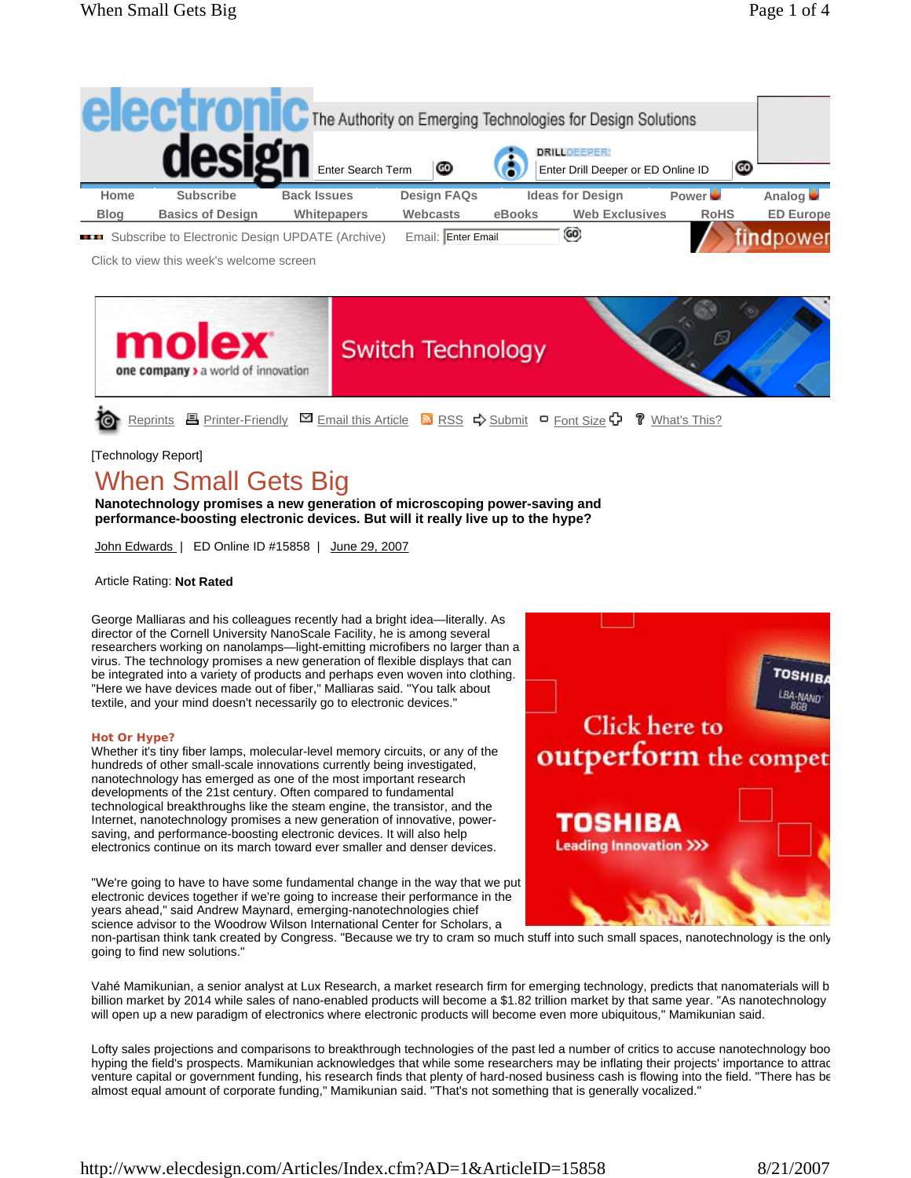[Technology Report]

# When Small Gets Big

**Nanotechnology promises a new generation of microscoping power-saving and performance-boosting electronic devices. But will it really live up to the hype?**

John Edwards | ED Online ID #15858 | June 29, 2007

Article Rating: **Not Rated**

George Malliaras and his colleagues recently had a bright idea—literally. As director of the Cornell University NanoScale Facility, he is among several researchers working on nanolamps—light-emitting microfibers no larger than a virus. The technology promises a new generation of flexible displays that can be integrated into a variety of products and perhaps even woven into clothing. "Here we have devices made out of fiber," Malliaras said. "You talk about textile, and your mind doesn't necessarily go to electronic devices."

### Hot Or Hype?

Whether it's tiny fiber lamps, molecular-level memory circuits, or any of the hundreds of other small-scale innovations currently being investigated, nanotechnology has emerged as one of the most important research developments of the 21st century. Often compared to fundamental technological breakthroughs like the steam engine, the transistor, and the Internet, nanotechnology promises a new generation of innovative, power-saving, and performance-boosting electronic devices. It will also help electronics continue on its march toward ever smaller and denser devices.

"We're going to have to have some fundamental change in the way that we put electronic devices together if we're going to increase their performance in the years ahead," said Andrew Maynard, emerging-nanotechnologies chief science advisor to the Woodrow Wilson International Center for Scholars, a non-partisan think tank created by Congress. "Because we try to cram so much stuff into such small spaces, nanotechnology is the only going to find new solutions."

Vahé Mamikunian, a senior analyst at Lux Research, a market research firm for emerging technology, predicts that nanomaterials will b billion market by 2014 while sales of nano-enabled products will become a $1.82 trillion market by that same year. "As nanotechnology will open up a new paradigm of electronics where electronic products will become even more ubiquitous," Mamikunian said.

Lofty sales projections and comparisons to breakthrough technologies of the past led a number of critics to accuse nanotechnology boo hyping the field's prospects. Mamikunian acknowledges that while some researchers may be inflating their projects' importance to attrac venture capital or government funding, his research finds that plenty of hard-nosed business cash is flowing into the field. "There has be almost equal amount of corporate funding," Mamikunian said. "That's not something that is generally vocalized."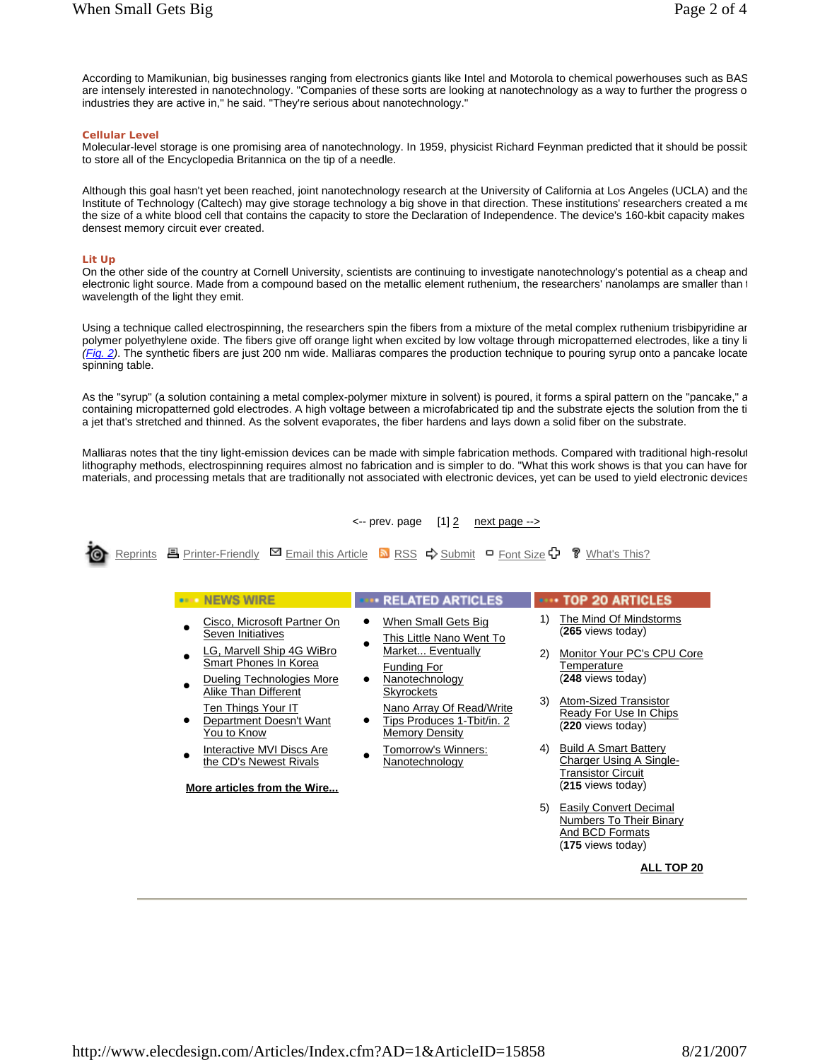According to Mamikunian, big businesses ranging from electronics giants like Intel and Motorola to chemical powerhouses such as BAS are intensely interested in nanotechnology. "Companies of these sorts are looking at nanotechnology as a way to further the progress o industries they are active in," he said. "They're serious about nanotechnology."

**Cellular Level**

Molecular-level storage is one promising area of nanotechnology. In 1959, physicist Richard Feynman predicted that it should be possib to store all of the Encyclopedia Britannica on the tip of a needle.

Although this goal hasn't yet been reached, joint nanotechnology research at the University of California at Los Angeles (UCLA) and the Institute of Technology (Caltech) may give storage technology a big shove in that direction. These institutions' researchers created a me the size of a white blood cell that contains the capacity to store the Declaration of Independence. The device's 160-kbit capacity makes densest memory circuit ever created.

**Lit Up**

On the other side of the country at Cornell University, scientists are continuing to investigate nanotechnology's potential as a cheap and electronic light source. Made from a compound based on the metallic element ruthenium, the researchers' nanolamps are smaller than t wavelength of the light they emit.

Using a technique called electrospinning, the researchers spin the fibers from a mixture of the metal complex ruthenium trisbipyridine ar polymer polyethylene oxide. The fibers give off orange light when excited by low voltage through micropatterned electrodes, like a tiny li (*Fig. 2*). The synthetic fibers are just 200 nm wide. Malliaras compares the production technique to pouring syrup onto a pancake locate spinning table.

As the "syrup" (a solution containing a metal complex-polymer mixture in solvent) is poured, it forms a spiral pattern on the "pancake," a containing micropatterned gold electrodes. A high voltage between a microfabricated tip and the substrate ejects the solution from the ti a jet that's stretched and thinned. As the solvent evaporates, the fiber hardens and lays down a solid fiber on the substrate.

Malliaras notes that the tiny light-emission devices can be made with simple fabrication methods. Compared with traditional high-resolut lithography methods, electrospinning requires almost no fabrication and is simpler to do. "What this work shows is that you can have for materials, and processing metals that are traditionally not associated with electronic devices, yet can be used to yield electronic devices

<-- prev. page [1] 2 next page -->

Reprints | Printer-Friendly | Email this Article | RSS | Submit | Font Size | What's This?

**NEWS WIRE**

- Cisco, Microsoft Partner On Seven Initiatives
- LG, Marvell Ship 4G WiBro Smart Phones In Korea
- Dueling Technologies More Alike Than Different
- Ten Things Your IT Department Doesn't Want You to Know
- Interactive MVI Discs Are the CD's Newest Rivals

**More articles from the Wire...**

**RELATED ARTICLES**

- When Small Gets Big
- This Little Nano Went To Market... Eventually
- Funding For Nanotechnology Skyrockets
- Nano Array Of Read/Write Tips Produces 1-Tbit/in. 2 Memory Density
- Tomorrow's Winners: Nanotechnology

**TOP 20 ARTICLES**

1) The Mind Of Mindstorms (**265** views today)
2) Monitor Your PC's CPU Core Temperature (**248** views today)
3) Atom-Sized Transistor Ready For Use In Chips (**220** views today)
4) Build A Smart Battery Charger Using A Single-Transistor Circuit (**215** views today)
5) Easily Convert Decimal Numbers To Their Binary And BCD Formats (**175** views today)

**ALL TOP 20**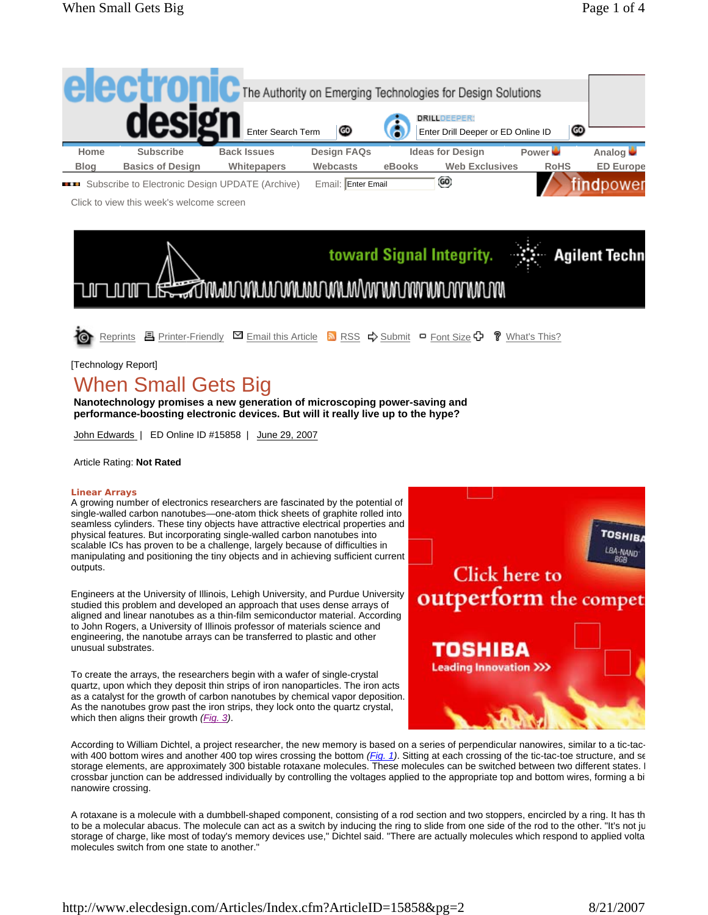[Technology Report]

# When Small Gets Big

**Nanotechnology promises a new generation of microscoping power-saving and performance-boosting electronic devices. But will it really live up to the hype?**

John Edwards | ED Online ID #15858 | June 29, 2007

Article Rating: **Not Rated**

### Linear Arrays

A growing number of electronics researchers are fascinated by the potential of single-walled carbon nanotubes—one-atom thick sheets of graphite rolled into seamless cylinders. These tiny objects have attractive electrical properties and physical features. But incorporating single-walled carbon nanotubes into scalable ICs has proven to be a challenge, largely because of difficulties in manipulating and positioning the tiny objects and in achieving sufficient current outputs.

Engineers at the University of Illinois, Lehigh University, and Purdue University studied this problem and developed an approach that uses dense arrays of aligned and linear nanotubes as a thin-film semiconductor material. According to John Rogers, a University of Illinois professor of materials science and engineering, the nanotube arrays can be transferred to plastic and other unusual substrates.

To create the arrays, the researchers begin with a wafer of single-crystal quartz, upon which they deposit thin strips of iron nanoparticles. The iron acts as a catalyst for the growth of carbon nanotubes by chemical vapor deposition. As the nanotubes grow past the iron strips, they lock onto the quartz crystal, which then aligns their growth (*Fig. 3*).

According to William Dichtel, a project researcher, the new memory is based on a series of perpendicular nanowires, similar to a tic-tac- with 400 bottom wires and another 400 top wires crossing the bottom (*Fig. 1*). Sitting at each crossing of the tic-tac-toe structure, and se storage elements, are approximately 300 bistable rotaxane molecules. These molecules can be switched between two different states. I crossbar junction can be addressed individually by controlling the voltages applied to the appropriate top and bottom wires, forming a bi nanowire crossing.

A rotaxane is a molecule with a dumbbell-shaped component, consisting of a rod section and two stoppers, encircled by a ring. It has th to be a molecular abacus. The molecule can act as a switch by inducing the ring to slide from one side of the rod to the other. "It's not ju storage of charge, like most of today's memory devices use," Dichtel said. "There are actually molecules which respond to applied volta molecules switch from one state to another."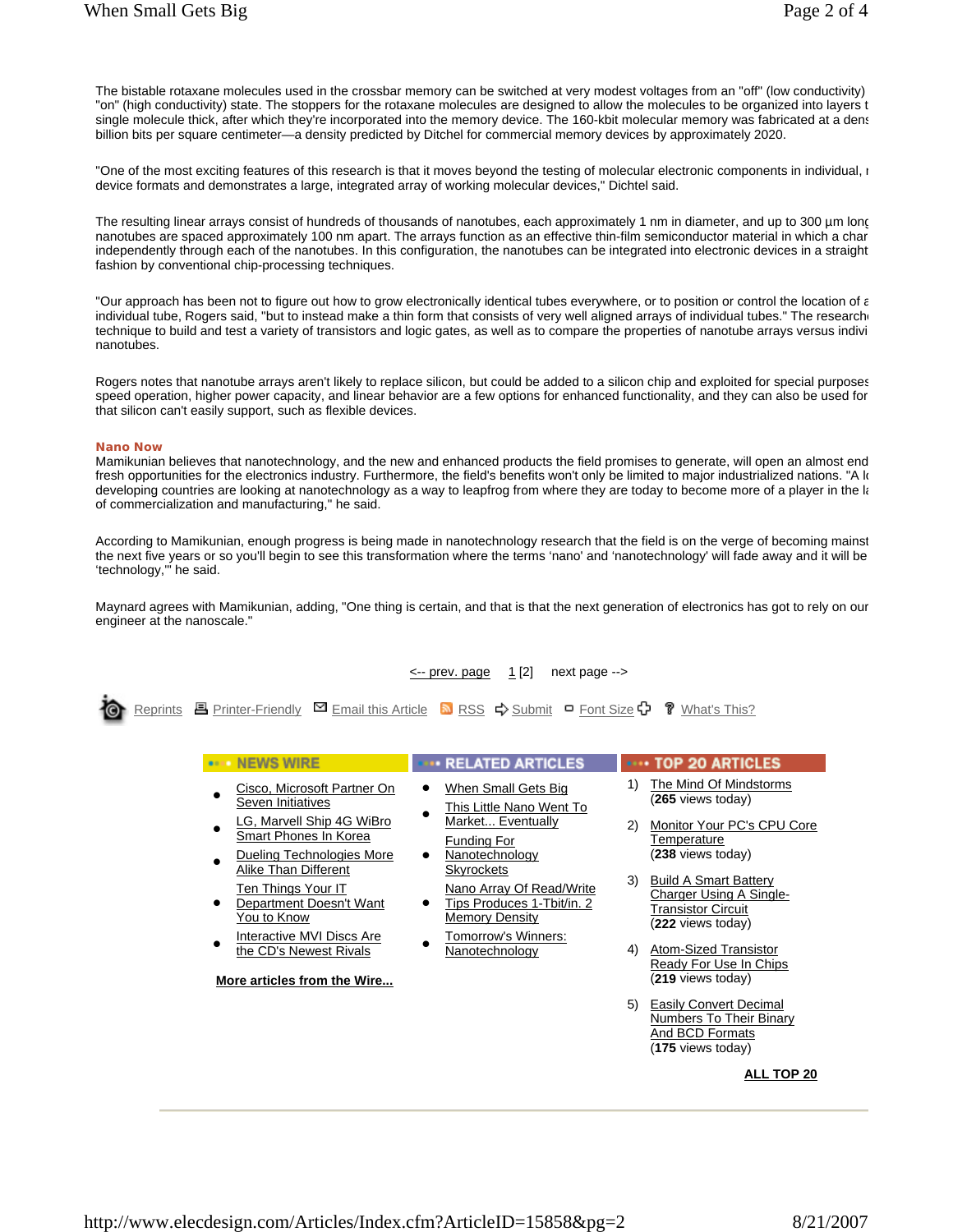The bistable rotaxane molecules used in the crossbar memory can be switched at very modest voltages from an "off" (low conductivity) "on" (high conductivity) state. The stoppers for the rotaxane molecules are designed to allow the molecules to be organized into layers t single molecule thick, after which they're incorporated into the memory device. The 160-kbit molecular memory was fabricated at a dens billion bits per square centimeter—a density predicted by Ditchel for commercial memory devices by approximately 2020.

"One of the most exciting features of this research is that it moves beyond the testing of molecular electronic components in individual, r device formats and demonstrates a large, integrated array of working molecular devices," Dichtel said.

The resulting linear arrays consist of hundreds of thousands of nanotubes, each approximately 1 nm in diameter, and up to 300 µm long nanotubes are spaced approximately 100 nm apart. The arrays function as an effective thin-film semiconductor material in which a char independently through each of the nanotubes. In this configuration, the nanotubes can be integrated into electronic devices in a straight fashion by conventional chip-processing techniques.

"Our approach has been not to figure out how to grow electronically identical tubes everywhere, or to position or control the location of a individual tube, Rogers said, "but to instead make a thin form that consists of very well aligned arrays of individual tubes." The research technique to build and test a variety of transistors and logic gates, as well as to compare the properties of nanotube arrays versus indivi nanotubes.

Rogers notes that nanotube arrays aren't likely to replace silicon, but could be added to a silicon chip and exploited for special purposes speed operation, higher power capacity, and linear behavior are a few options for enhanced functionality, and they can also be used for that silicon can't easily support, such as flexible devices.

**Nano Now**

Mamikunian believes that nanotechnology, and the new and enhanced products the field promises to generate, will open an almost end fresh opportunities for the electronics industry. Furthermore, the field's benefits won't only be limited to major industrialized nations. "A l developing countries are looking at nanotechnology as a way to leapfrog from where they are today to become more of a player in the l of commercialization and manufacturing," he said.

According to Mamikunian, enough progress is being made in nanotechnology research that the field is on the verge of becoming mainst the next five years or so you'll begin to see this transformation where the terms 'nano' and 'nanotechnology' will fade away and it will be 'technology,'" he said.

Maynard agrees with Mamikunian, adding, "One thing is certain, and that is that the next generation of electronics has got to rely on our engineer at the nanoscale."

<-- prev. page 1 [2] next page -->

Reprints Printer-Friendly Email this Article RSS Submit Font Size What's This?

**NEWS WIRE**

- Cisco, Microsoft Partner On Seven Initiatives
- LG, Marvell Ship 4G WiBro Smart Phones In Korea
- Dueling Technologies More Alike Than Different
- Ten Things Your IT Department Doesn't Want You to Know
- Interactive MVI Discs Are the CD's Newest Rivals

**More articles from the Wire...**

**RELATED ARTICLES**

- When Small Gets Big
- This Little Nano Went To Market... Eventually
- Funding For Nanotechnology Skyrockets
- Nano Array Of Read/Write Tips Produces 1-Tbit/in. 2 Memory Density
- Tomorrow's Winners: Nanotechnology

**TOP 20 ARTICLES**

1) The Mind Of Mindstorms (**265** views today)
2) Monitor Your PC's CPU Core Temperature (**238** views today)
3) Build A Smart Battery Charger Using A Single-Transistor Circuit (**222** views today)
4) Atom-Sized Transistor Ready For Use In Chips (**219** views today)
5) Easily Convert Decimal Numbers To Their Binary And BCD Formats (**175** views today)

**ALL TOP 20**